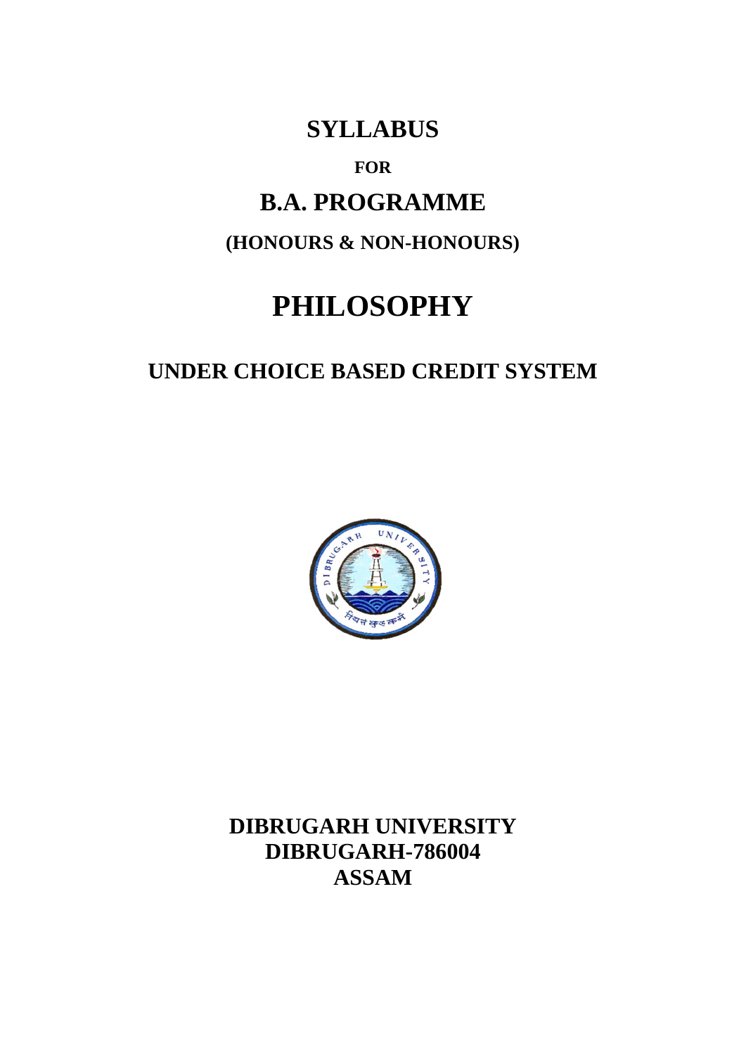# SYLLABUS

**FOR**

# B.A. PROGRAMME

**(HONOURS & NON-HONOURS)**

# PHILOSOPHY

## UNDER CHOICE BASED CREDIT SYSTEM

**DIBRUGARH UNIVERSITY**
**DIBRUGARH-786004**
**ASSAM**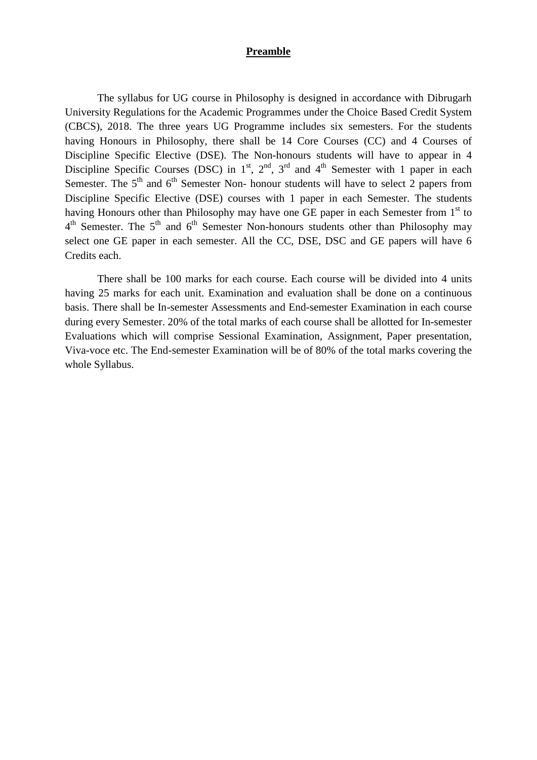# Preamble

The syllabus for UG course in Philosophy is designed in accordance with Dibrugarh University Regulations for the Academic Programmes under the Choice Based Credit System (CBCS), 2018. The three years UG Programme includes six semesters. For the students having Honours in Philosophy, there shall be 14 Core Courses (CC) and 4 Courses of Discipline Specific Elective (DSE). The Non-honours students will have to appear in 4 Discipline Specific Courses (DSC) in 1st, 2nd, 3rd and 4th Semester with 1 paper in each Semester. The 5th and 6th Semester Non- honour students will have to select 2 papers from Discipline Specific Elective (DSE) courses with 1 paper in each Semester. The students having Honours other than Philosophy may have one GE paper in each Semester from 1st to 4th Semester. The 5th and 6th Semester Non-honours students other than Philosophy may select one GE paper in each semester. All the CC, DSE, DSC and GE papers will have 6 Credits each.

There shall be 100 marks for each course. Each course will be divided into 4 units having 25 marks for each unit. Examination and evaluation shall be done on a continuous basis. There shall be In-semester Assessments and End-semester Examination in each course during every Semester. 20% of the total marks of each course shall be allotted for In-semester Evaluations which will comprise Sessional Examination, Assignment, Paper presentation, Viva-voce etc. The End-semester Examination will be of 80% of the total marks covering the whole Syllabus.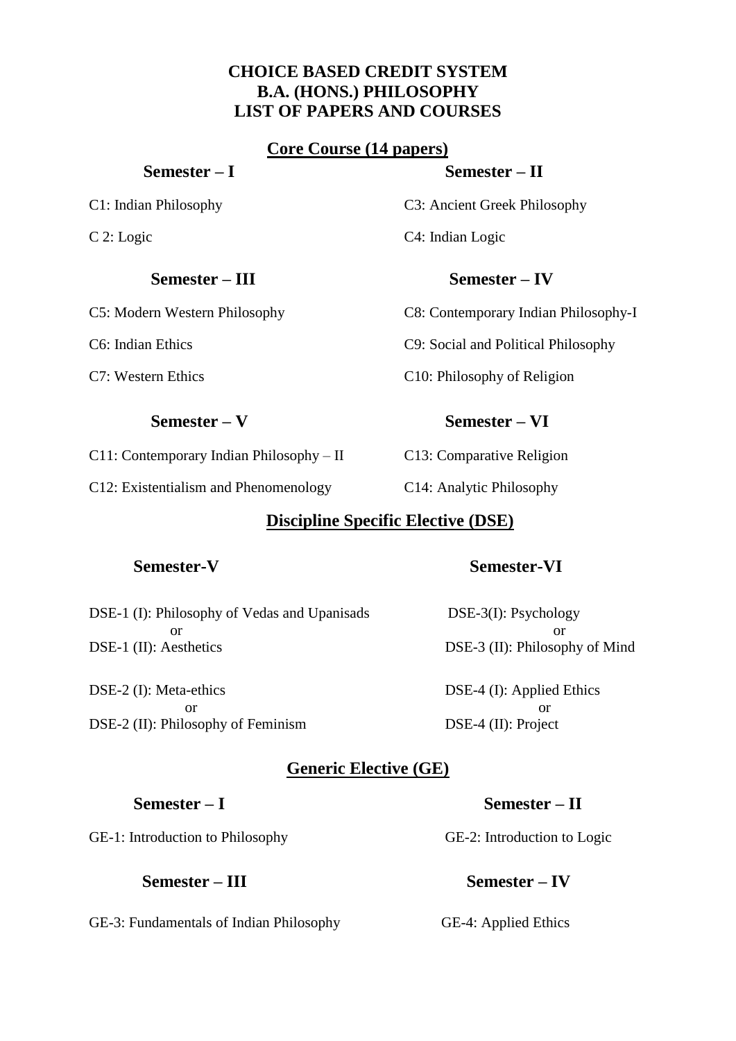# CHOICE BASED CREDIT SYSTEM
# B.A. (HONS.) PHILOSOPHY
# LIST OF PAPERS AND COURSES

## Core Course (14 papers)

### Semester – I

C1: Indian Philosophy

C 2: Logic

### Semester – II

C3: Ancient Greek Philosophy

C4: Indian Logic

### Semester – III

C5: Modern Western Philosophy

C6: Indian Ethics

C7: Western Ethics

### Semester – IV

C8: Contemporary Indian Philosophy-I

C9: Social and Political Philosophy

C10: Philosophy of Religion

### Semester – V

C11: Contemporary Indian Philosophy – II

C12: Existentialism and Phenomenology

### Semester – VI

C13: Comparative Religion

C14: Analytic Philosophy

## Discipline Specific Elective (DSE)

### Semester-V

DSE-1 (I): Philosophy of Vedas and Upanisads
or
DSE-1 (II): Aesthetics

DSE-2 (I): Meta-ethics
or
DSE-2 (II): Philosophy of Feminism

### Semester-VI

DSE-3(I): Psychology
or
DSE-3 (II): Philosophy of Mind

DSE-4 (I): Applied Ethics
or
DSE-4 (II): Project

## Generic Elective (GE)

### Semester – I

GE-1: Introduction to Philosophy

### Semester – II

GE-2: Introduction to Logic

### Semester – III

GE-3: Fundamentals of Indian Philosophy

### Semester – IV

GE-4: Applied Ethics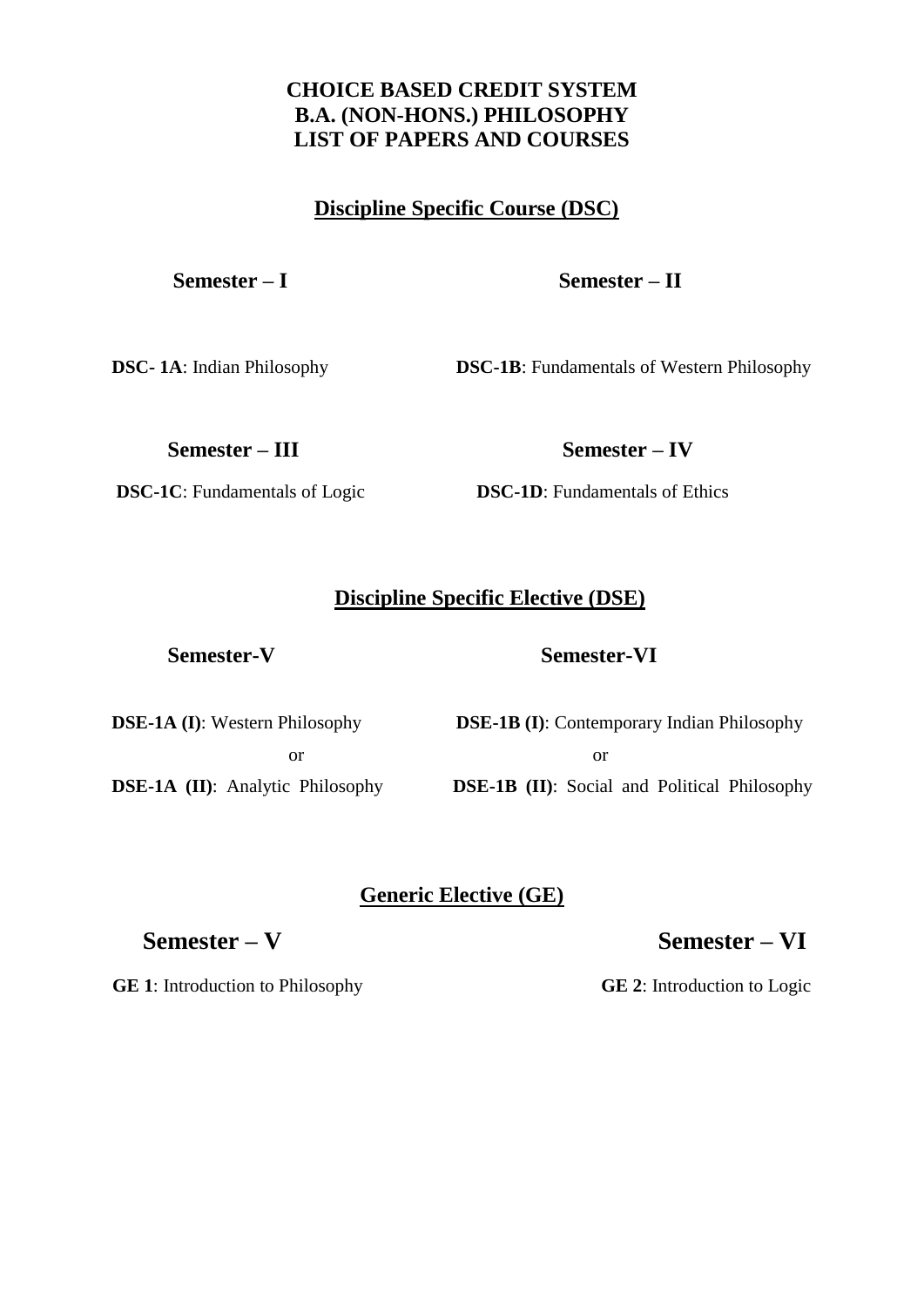# CHOICE BASED CREDIT SYSTEM
# B.A. (NON-HONS.) PHILOSOPHY
# LIST OF PAPERS AND COURSES

## Discipline Specific Course (DSC)

### Semester – I

**DSC- 1A**: Indian Philosophy

### Semester – II

**DSC-1B**: Fundamentals of Western Philosophy

### Semester – III

**DSC-1C**: Fundamentals of Logic

### Semester – IV

**DSC-1D**: Fundamentals of Ethics

## Discipline Specific Elective (DSE)

### Semester-V

**DSE-1A (I)**: Western Philosophy

or

**DSE-1A (II)**: Analytic Philosophy

### Semester-VI

**DSE-1B (I)**: Contemporary Indian Philosophy

or

**DSE-1B (II)**: Social and Political Philosophy

## Generic Elective (GE)

### Semester – V

**GE 1**: Introduction to Philosophy

### Semester – VI

**GE 2**: Introduction to Logic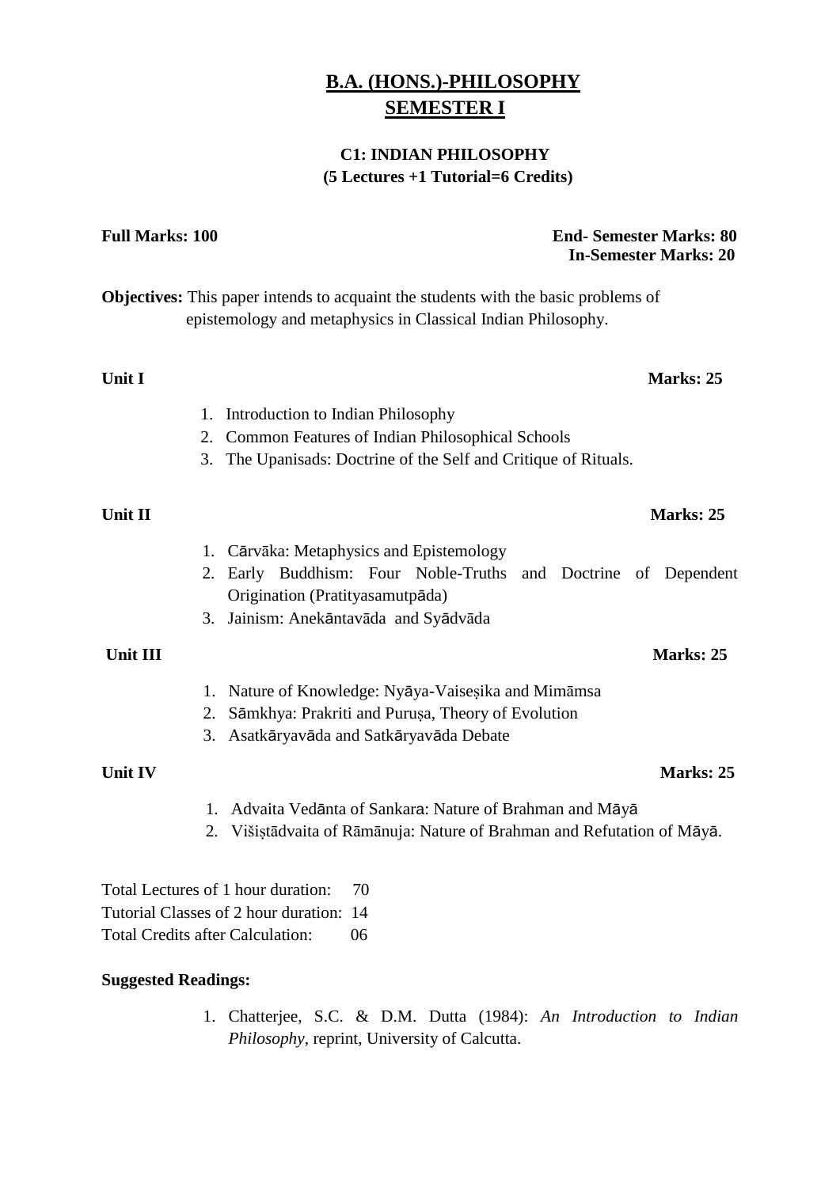# B.A. (HONS.)-PHILOSOPHY
# SEMESTER I

### C1: INDIAN PHILOSOPHY
### (5 Lectures +1 Tutorial=6 Credits)

**Full Marks: 100** **End- Semester Marks: 80**
**In-Semester Marks: 20**

**Objectives:** This paper intends to acquaint the students with the basic problems of epistemology and metaphysics in Classical Indian Philosophy.

**Unit I** **Marks: 25**

1. Introduction to Indian Philosophy
2. Common Features of Indian Philosophical Schools
3. The Upanisads: Doctrine of the Self and Critique of Rituals.

**Unit II** **Marks: 25**

1. Cārvāka: Metaphysics and Epistemology
2. Early Buddhism: Four Noble-Truths and Doctrine of Dependent Origination (Pratityasamutpāda)
3. Jainism: Anekāntavāda and Syādvāda

**Unit III** **Marks: 25**

1. Nature of Knowledge: Nyāya-Vaiseṣika and Mimāmsa
2. Sāmkhya: Prakriti and Puruṣa, Theory of Evolution
3. Asatkāryavāda and Satkāryavāda Debate

**Unit IV** **Marks: 25**

1. Advaita Vedānta of Sankara: Nature of Brahman and Māyā
2. Višiṣtādvaita of Rāmānuja: Nature of Brahman and Refutation of Māyā.

Total Lectures of 1 hour duration: 70
Tutorial Classes of 2 hour duration: 14
Total Credits after Calculation: 06

**Suggested Readings:**

1. Chatterjee, S.C. & D.M. Dutta (1984): *An Introduction to Indian Philosophy*, reprint, University of Calcutta.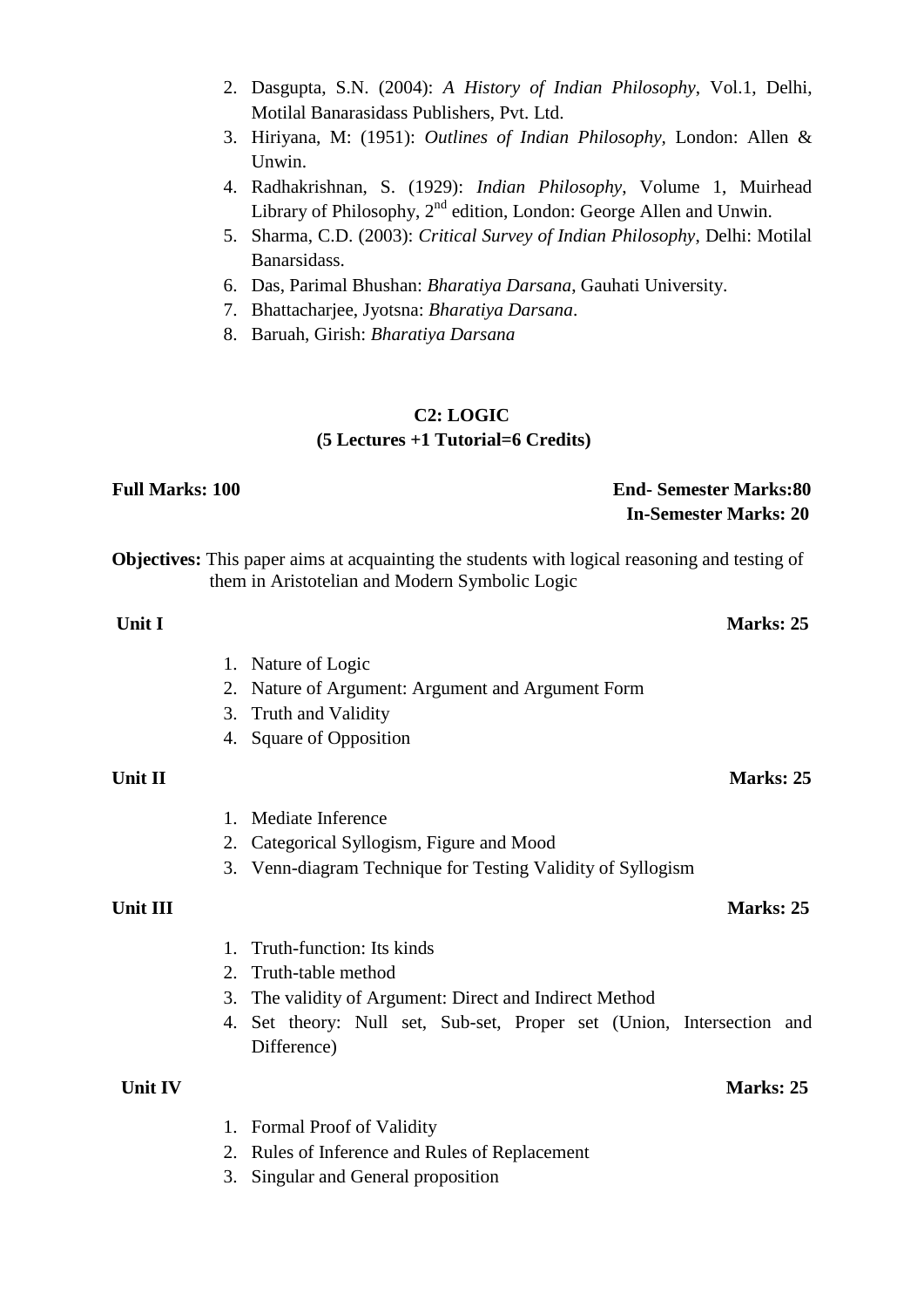2. Dasgupta, S.N. (2004): *A History of Indian Philosophy*, Vol.1, Delhi, Motilal Banarasidass Publishers, Pvt. Ltd.
3. Hiriyana, M: (1951): *Outlines of Indian Philosophy*, London: Allen & Unwin.
4. Radhakrishnan, S. (1929): *Indian Philosophy*, Volume 1, Muirhead Library of Philosophy, 2nd edition, London: George Allen and Unwin.
5. Sharma, C.D. (2003): *Critical Survey of Indian Philosophy*, Delhi: Motilal Banarsidass.
6. Das, Parimal Bhushan: *Bharatiya Darsana*, Gauhati University.
7. Bhattacharjee, Jyotsna: *Bharatiya Darsana*.
8. Baruah, Girish: *Bharatiya Darsana*

## C2: LOGIC
**(5 Lectures +1 Tutorial=6 Credits)**

**Full Marks: 100** | **End- Semester Marks:80**
**In-Semester Marks: 20**

**Objectives:** This paper aims at acquainting the students with logical reasoning and testing of them in Aristotelian and Modern Symbolic Logic

**Unit I** — **Marks: 25**

1. Nature of Logic
2. Nature of Argument: Argument and Argument Form
3. Truth and Validity
4. Square of Opposition

**Unit II** — **Marks: 25**

1. Mediate Inference
2. Categorical Syllogism, Figure and Mood
3. Venn-diagram Technique for Testing Validity of Syllogism

**Unit III** — **Marks: 25**

1. Truth-function: Its kinds
2. Truth-table method
3. The validity of Argument: Direct and Indirect Method
4. Set theory: Null set, Sub-set, Proper set (Union, Intersection and Difference)

**Unit IV** — **Marks: 25**

1. Formal Proof of Validity
2. Rules of Inference and Rules of Replacement
3. Singular and General proposition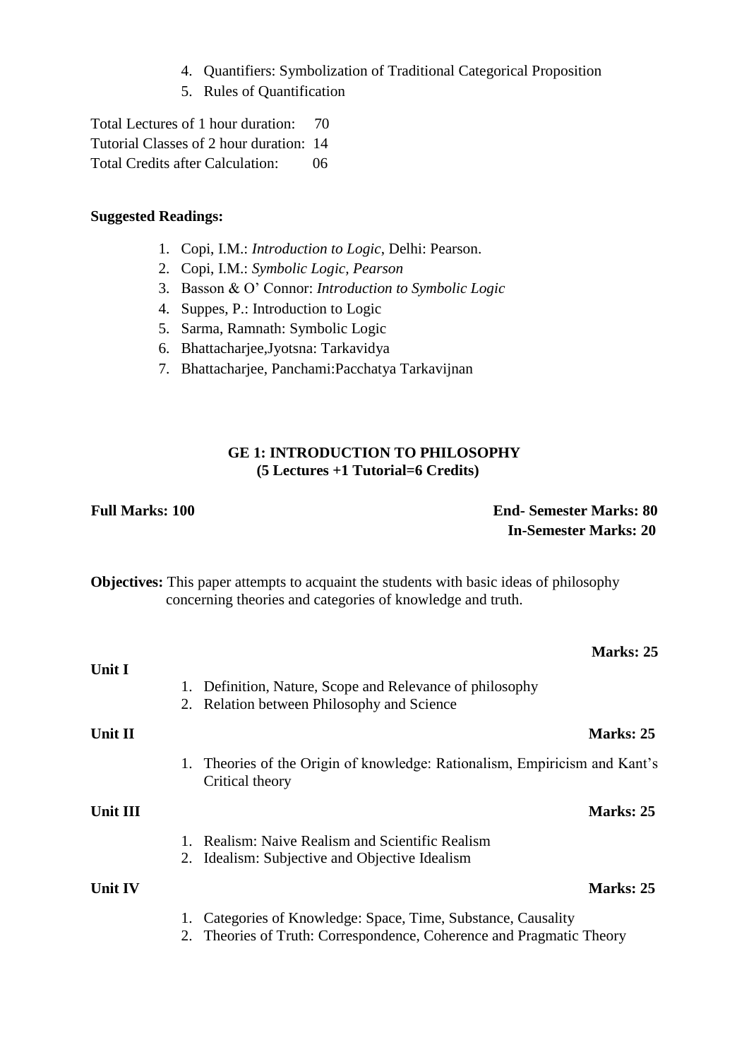4. Quantifiers: Symbolization of Traditional Categorical Proposition
5. Rules of Quantification

Total Lectures of 1 hour duration: 70
Tutorial Classes of 2 hour duration: 14
Total Credits after Calculation: 06

**Suggested Readings:**

1. Copi, I.M.: *Introduction to Logic*, Delhi: Pearson.
2. Copi, I.M.: *Symbolic Logic, Pearson*
3. Basson & O' Connor: *Introduction to Symbolic Logic*
4. Suppes, P.: Introduction to Logic
5. Sarma, Ramnath: Symbolic Logic
6. Bhattacharjee,Jyotsna: Tarkavidya
7. Bhattacharjee, Panchami:Pacchatya Tarkavijnan

## GE 1: INTRODUCTION TO PHILOSOPHY
**(5 Lectures +1 Tutorial=6 Credits)**

**Full Marks: 100**

**End- Semester Marks: 80**
**In-Semester Marks: 20**

**Objectives:** This paper attempts to acquaint the students with basic ideas of philosophy concerning theories and categories of knowledge and truth.

**Unit I** **Marks: 25**

1. Definition, Nature, Scope and Relevance of philosophy
2. Relation between Philosophy and Science

**Unit II** **Marks: 25**

1. Theories of the Origin of knowledge: Rationalism, Empiricism and Kant's Critical theory

**Unit III** **Marks: 25**

1. Realism: Naive Realism and Scientific Realism
2. Idealism: Subjective and Objective Idealism

**Unit IV** **Marks: 25**

1. Categories of Knowledge: Space, Time, Substance, Causality
2. Theories of Truth: Correspondence, Coherence and Pragmatic Theory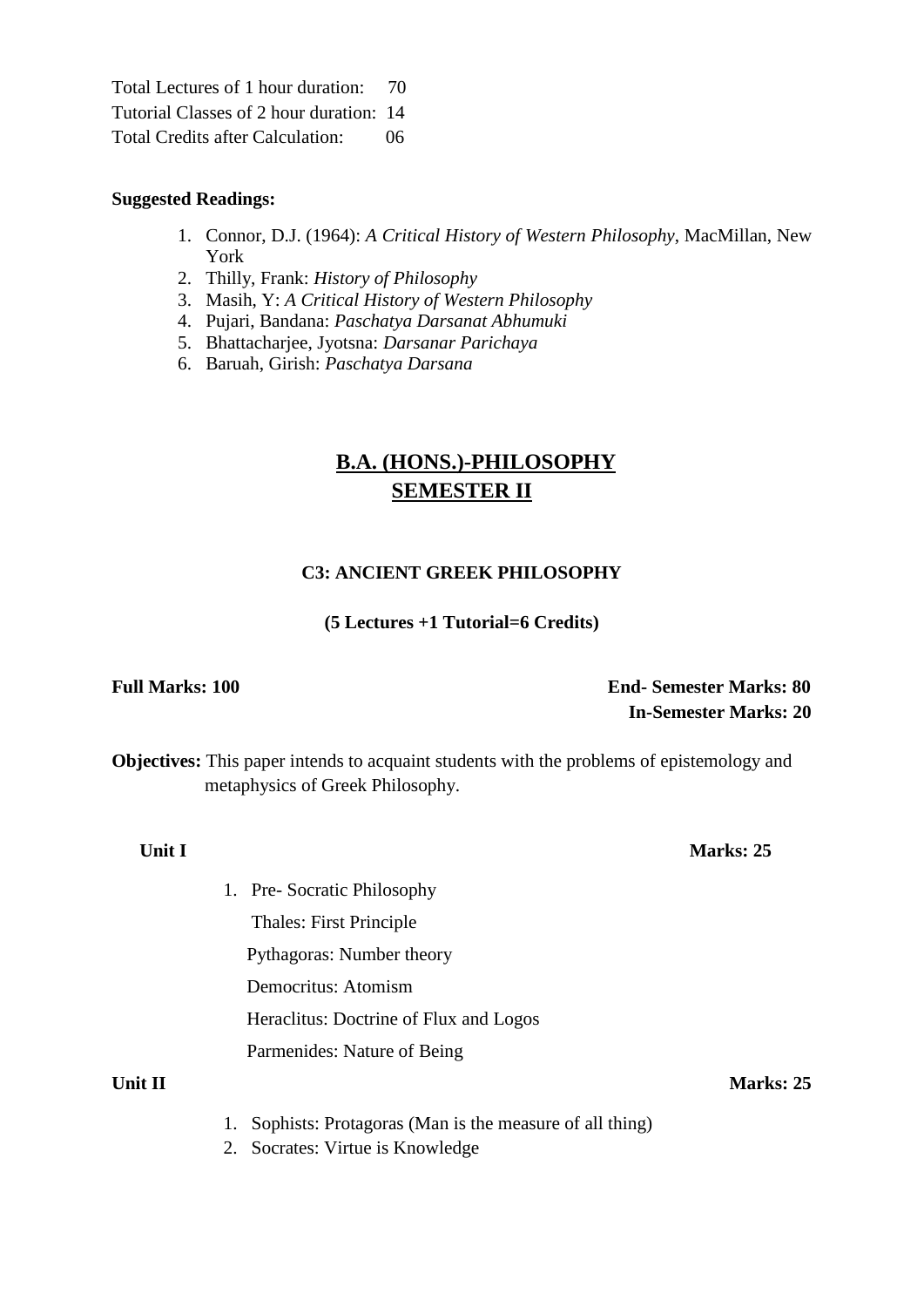Total Lectures of 1 hour duration: 70
Tutorial Classes of 2 hour duration: 14
Total Credits after Calculation: 06

**Suggested Readings:**

1. Connor, D.J. (1964): *A Critical History of Western Philosophy*, MacMillan, New York
2. Thilly, Frank: *History of Philosophy*
3. Masih, Y: *A Critical History of Western Philosophy*
4. Pujari, Bandana: *Paschatya Darsanat Abhumuki*
5. Bhattacharjee, Jyotsna: *Darsanar Parichaya*
6. Baruah, Girish: *Paschatya Darsana*

# B.A. (HONS.)-PHILOSOPHY
# SEMESTER II

## C3: ANCIENT GREEK PHILOSOPHY

**(5 Lectures +1 Tutorial=6 Credits)**

**Full Marks: 100**

**End- Semester Marks: 80**
**In-Semester Marks: 20**

**Objectives:** This paper intends to acquaint students with the problems of epistemology and metaphysics of Greek Philosophy.

**Unit I** **Marks: 25**

1. Pre- Socratic Philosophy
   Thales: First Principle
   Pythagoras: Number theory
   Democritus: Atomism
   Heraclitus: Doctrine of Flux and Logos
   Parmenides: Nature of Being

**Unit II** **Marks: 25**

1. Sophists: Protagoras (Man is the measure of all thing)
2. Socrates: Virtue is Knowledge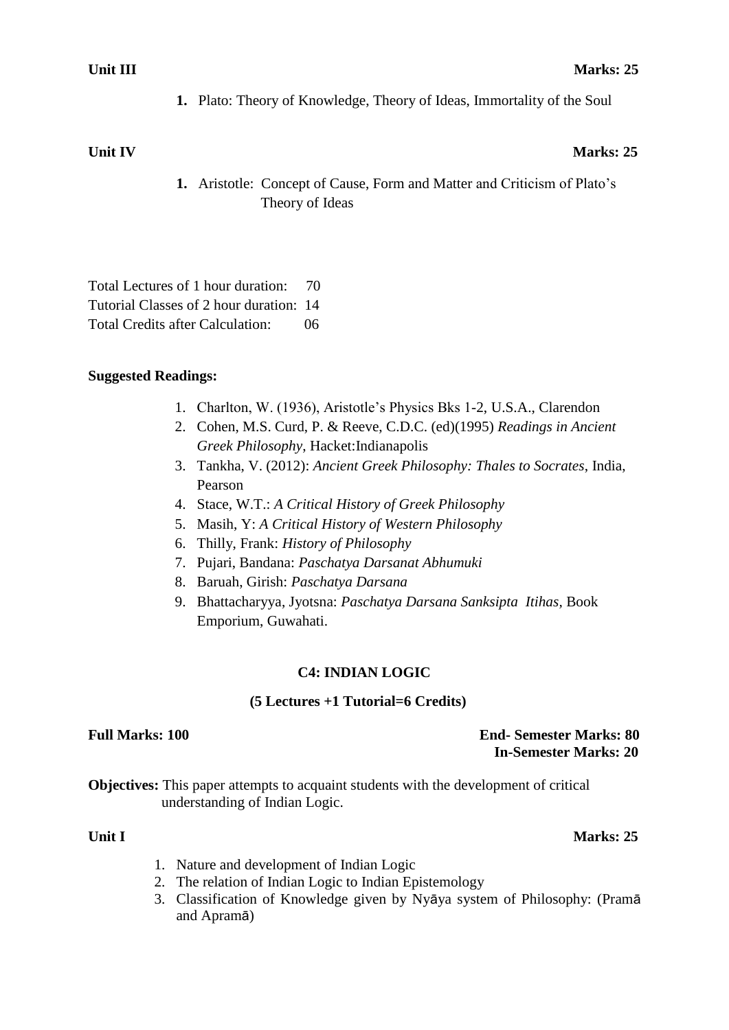**Unit III** **Marks: 25**

1. Plato: Theory of Knowledge, Theory of Ideas, Immortality of the Soul

**Unit IV** **Marks: 25**

1. Aristotle: Concept of Cause, Form and Matter and Criticism of Plato's Theory of Ideas

Total Lectures of 1 hour duration: 70
Tutorial Classes of 2 hour duration: 14
Total Credits after Calculation: 06

**Suggested Readings:**

1. Charlton, W. (1936), Aristotle's Physics Bks 1-2, U.S.A., Clarendon
2. Cohen, M.S. Curd, P. & Reeve, C.D.C. (ed)(1995) *Readings in Ancient Greek Philosophy*, Hacket:Indianapolis
3. Tankha, V. (2012): *Ancient Greek Philosophy: Thales to Socrates*, India, Pearson
4. Stace, W.T.: *A Critical History of Greek Philosophy*
5. Masih, Y: *A Critical History of Western Philosophy*
6. Thilly, Frank: *History of Philosophy*
7. Pujari, Bandana: *Paschatya Darsanat Abhumuki*
8. Baruah, Girish: *Paschatya Darsana*
9. Bhattacharyya, Jyotsna: *Paschatya Darsana Sanksipta Itihas*, Book Emporium, Guwahati.

## C4: INDIAN LOGIC

**(5 Lectures +1 Tutorial=6 Credits)**

**Full Marks: 100** **End- Semester Marks: 80**
**In-Semester Marks: 20**

**Objectives:** This paper attempts to acquaint students with the development of critical understanding of Indian Logic.

**Unit I** **Marks: 25**

1. Nature and development of Indian Logic
2. The relation of Indian Logic to Indian Epistemology
3. Classification of Knowledge given by Nyāya system of Philosophy: (Pramā and Apramā)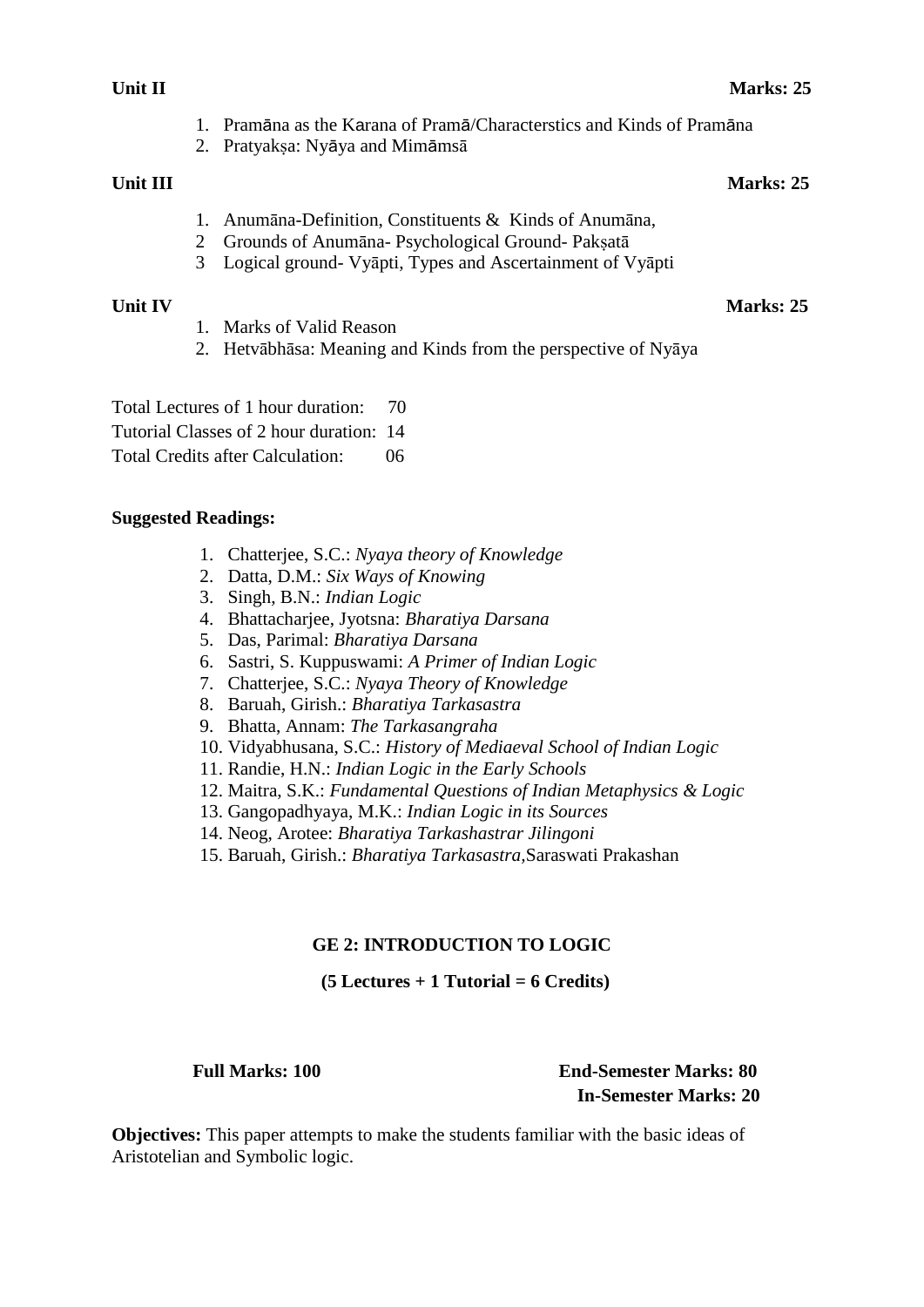**Unit II** **Marks: 25**

1. Pramāna as the Karana of Pramā/Characterstics and Kinds of Pramāna
2. Pratyakṣa: Nyāya and Mimāmsā

**Unit III** **Marks: 25**

1. Anumāna-Definition, Constituents & Kinds of Anumāna,
2. Grounds of Anumāna- Psychological Ground- Pakṣatā
3. Logical ground- Vyāpti, Types and Ascertainment of Vyāpti

**Unit IV** **Marks: 25**

1. Marks of Valid Reason
2. Hetvābhāsa: Meaning and Kinds from the perspective of Nyāya

Total Lectures of 1 hour duration: 70
Tutorial Classes of 2 hour duration: 14
Total Credits after Calculation: 06

**Suggested Readings:**

1. Chatterjee, S.C.: *Nyaya theory of Knowledge*
2. Datta, D.M.: *Six Ways of Knowing*
3. Singh, B.N.: *Indian Logic*
4. Bhattacharjee, Jyotsna: *Bharatiya Darsana*
5. Das, Parimal: *Bharatiya Darsana*
6. Sastri, S. Kuppuswami: *A Primer of Indian Logic*
7. Chatterjee, S.C.: *Nyaya Theory of Knowledge*
8. Baruah, Girish.: *Bharatiya Tarkasastra*
9. Bhatta, Annam: *The Tarkasangraha*
10. Vidyabhusana, S.C.: *History of Mediaeval School of Indian Logic*
11. Randie, H.N.: *Indian Logic in the Early Schools*
12. Maitra, S.K.: *Fundamental Questions of Indian Metaphysics & Logic*
13. Gangopadhyaya, M.K.: *Indian Logic in its Sources*
14. Neog, Arotee: *Bharatiya Tarkashastrar Jilingoni*
15. Baruah, Girish.: *Bharatiya Tarkasastra*,Saraswati Prakashan

## GE 2: INTRODUCTION TO LOGIC

**(5 Lectures + 1 Tutorial = 6 Credits)**

**Full Marks: 100** **End-Semester Marks: 80**
**In-Semester Marks: 20**

**Objectives:** This paper attempts to make the students familiar with the basic ideas of Aristotelian and Symbolic logic.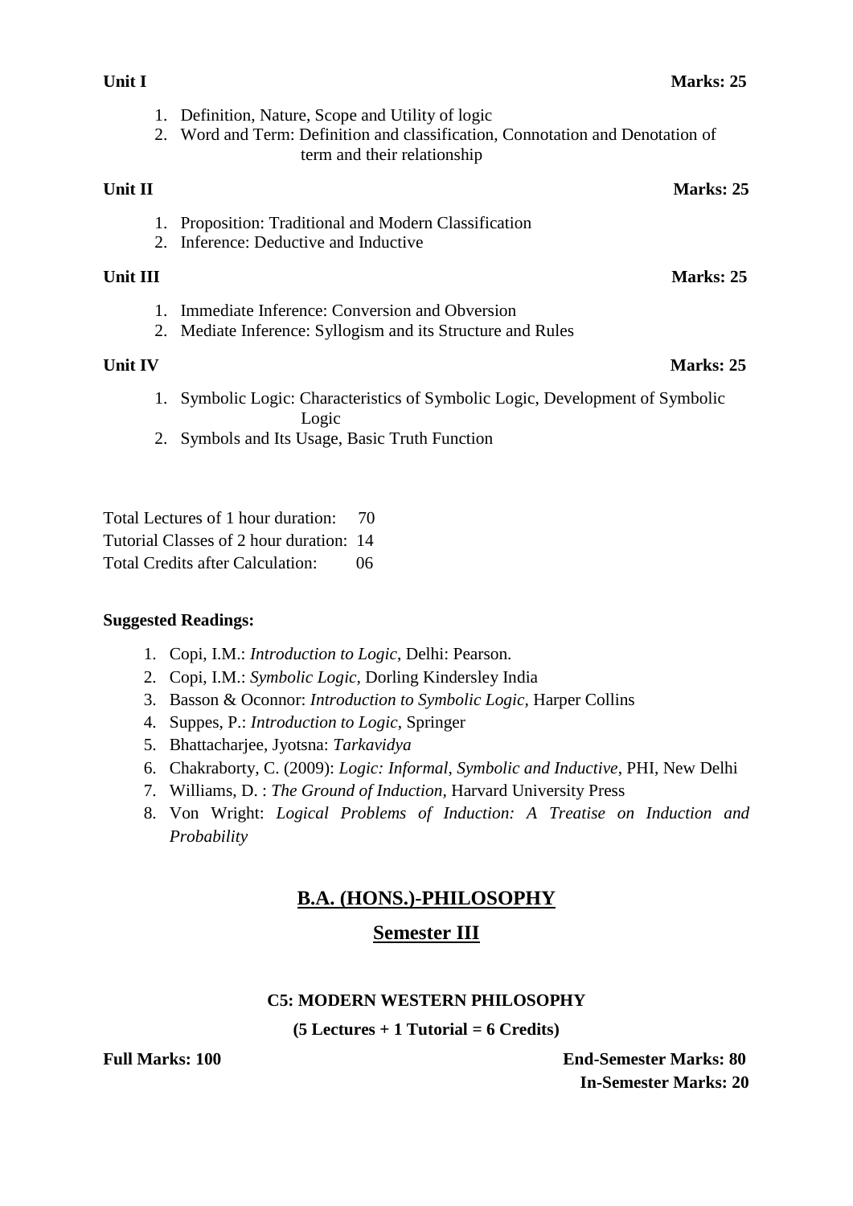**Unit I** **Marks: 25**

1. Definition, Nature, Scope and Utility of logic
2. Word and Term: Definition and classification, Connotation and Denotation of term and their relationship

**Unit II** **Marks: 25**

1. Proposition: Traditional and Modern Classification
2. Inference: Deductive and Inductive

**Unit III** **Marks: 25**

1. Immediate Inference: Conversion and Obversion
2. Mediate Inference: Syllogism and its Structure and Rules

**Unit IV** **Marks: 25**

1. Symbolic Logic: Characteristics of Symbolic Logic, Development of Symbolic Logic
2. Symbols and Its Usage, Basic Truth Function

Total Lectures of 1 hour duration: 70
Tutorial Classes of 2 hour duration: 14
Total Credits after Calculation: 06

**Suggested Readings:**

1. Copi, I.M.: *Introduction to Logic*, Delhi: Pearson.
2. Copi, I.M.: *Symbolic Logic,* Dorling Kindersley India
3. Basson & Oconnor: *Introduction to Symbolic Logic,* Harper Collins
4. Suppes, P.: *Introduction to Logic*, Springer
5. Bhattacharjee, Jyotsna: *Tarkavidya*
6. Chakraborty, C. (2009): *Logic: Informal, Symbolic and Inductive*, PHI, New Delhi
7. Williams, D. : *The Ground of Induction,* Harvard University Press
8. Von Wright: *Logical Problems of Induction: A Treatise on Induction and Probability*

## B.A. (HONS.)-PHILOSOPHY

## Semester III

### C5: MODERN WESTERN PHILOSOPHY

**(5 Lectures + 1 Tutorial = 6 Credits)**

**Full Marks: 100** **End-Semester Marks: 80**
**In-Semester Marks: 20**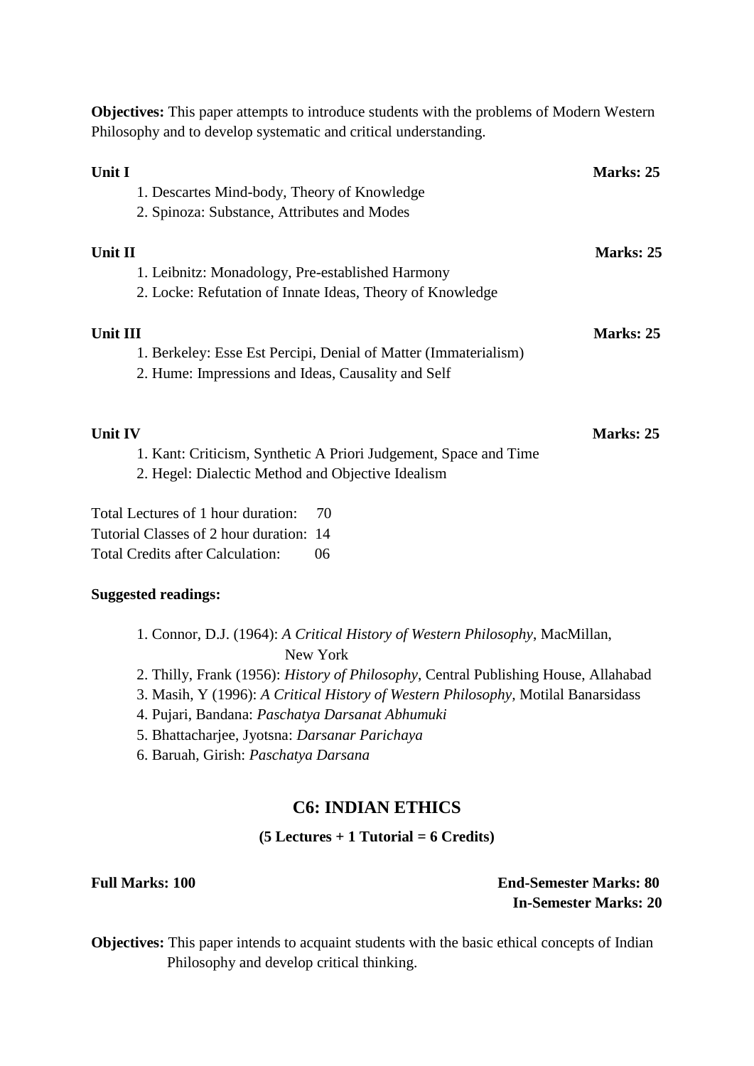**Objectives:** This paper attempts to introduce students with the problems of Modern Western Philosophy and to develop systematic and critical understanding.

**Unit I** **Marks: 25**

1. Descartes Mind-body, Theory of Knowledge
2. Spinoza: Substance, Attributes and Modes

**Unit II** **Marks: 25**

1. Leibnitz: Monadology, Pre-established Harmony
2. Locke: Refutation of Innate Ideas, Theory of Knowledge

**Unit III** **Marks: 25**

1. Berkeley: Esse Est Percipi, Denial of Matter (Immaterialism)
2. Hume: Impressions and Ideas, Causality and Self

**Unit IV** **Marks: 25**

1. Kant: Criticism, Synthetic A Priori Judgement, Space and Time
2. Hegel: Dialectic Method and Objective Idealism

Total Lectures of 1 hour duration: 70
Tutorial Classes of 2 hour duration: 14
Total Credits after Calculation: 06

**Suggested readings:**

1. Connor, D.J. (1964): *A Critical History of Western Philosophy*, MacMillan, New York
2. Thilly, Frank (1956): *History of Philosophy*, Central Publishing House, Allahabad
3. Masih, Y (1996): *A Critical History of Western Philosophy*, Motilal Banarsidass
4. Pujari, Bandana: *Paschatya Darsanat Abhumuki*
5. Bhattacharjee, Jyotsna: *Darsanar Parichaya*
6. Baruah, Girish: *Paschatya Darsana*

## C6: INDIAN ETHICS

**(5 Lectures + 1 Tutorial = 6 Credits)**

**Full Marks: 100** **End-Semester Marks: 80**
**In-Semester Marks: 20**

**Objectives:** This paper intends to acquaint students with the basic ethical concepts of Indian Philosophy and develop critical thinking.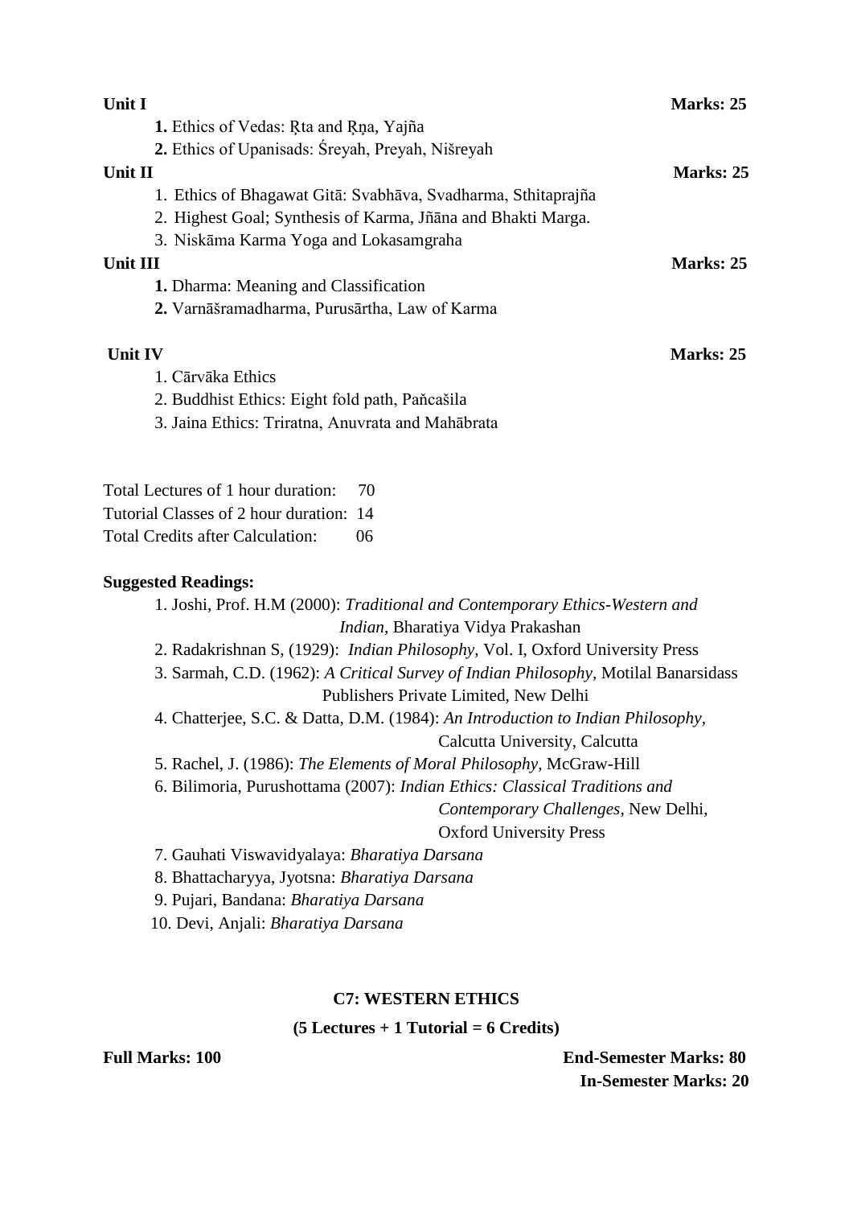**Unit I** **Marks: 25**

1. Ethics of Vedas: Ṛta and Ṛṇa, Yajña
2. Ethics of Upanisads: Śreyah, Preyah, Nišreyah

**Unit II** **Marks: 25**

1. Ethics of Bhagawat Gitā: Svabhāva, Svadharma, Sthitaprajña
2. Highest Goal; Synthesis of Karma, Jñāna and Bhakti Marga.
3. Niskāma Karma Yoga and Lokasamgraha

**Unit III** **Marks: 25**

1. Dharma: Meaning and Classification
2. Varnāšramadharma, Purusārtha, Law of Karma

**Unit IV** **Marks: 25**

1. Cārvāka Ethics
2. Buddhist Ethics: Eight fold path, Paňcašila
3. Jaina Ethics: Triratna, Anuvrata and Mahābrata

Total Lectures of 1 hour duration: 70
Tutorial Classes of 2 hour duration: 14
Total Credits after Calculation: 06

**Suggested Readings:**

1. Joshi, Prof. H.M (2000): *Traditional and Contemporary Ethics-Western and Indian*, Bharatiya Vidya Prakashan
2. Radakrishnan S, (1929): *Indian Philosophy*, Vol. I, Oxford University Press
3. Sarmah, C.D. (1962): *A Critical Survey of Indian Philosophy*, Motilal Banarsidass Publishers Private Limited, New Delhi
4. Chatterjee, S.C. & Datta, D.M. (1984): *An Introduction to Indian Philosophy*, Calcutta University, Calcutta
5. Rachel, J. (1986): *The Elements of Moral Philosophy*, McGraw-Hill
6. Bilimoria, Purushottama (2007): *Indian Ethics: Classical Traditions and Contemporary Challenges*, New Delhi, Oxford University Press
7. Gauhati Viswavidyalaya: *Bharatiya Darsana*
8. Bhattacharyya, Jyotsna: *Bharatiya Darsana*
9. Pujari, Bandana: *Bharatiya Darsana*
10. Devi, Anjali: *Bharatiya Darsana*

**C7: WESTERN ETHICS**

**(5 Lectures + 1 Tutorial = 6 Credits)**

**Full Marks: 100** **End-Semester Marks: 80**
**In-Semester Marks: 20**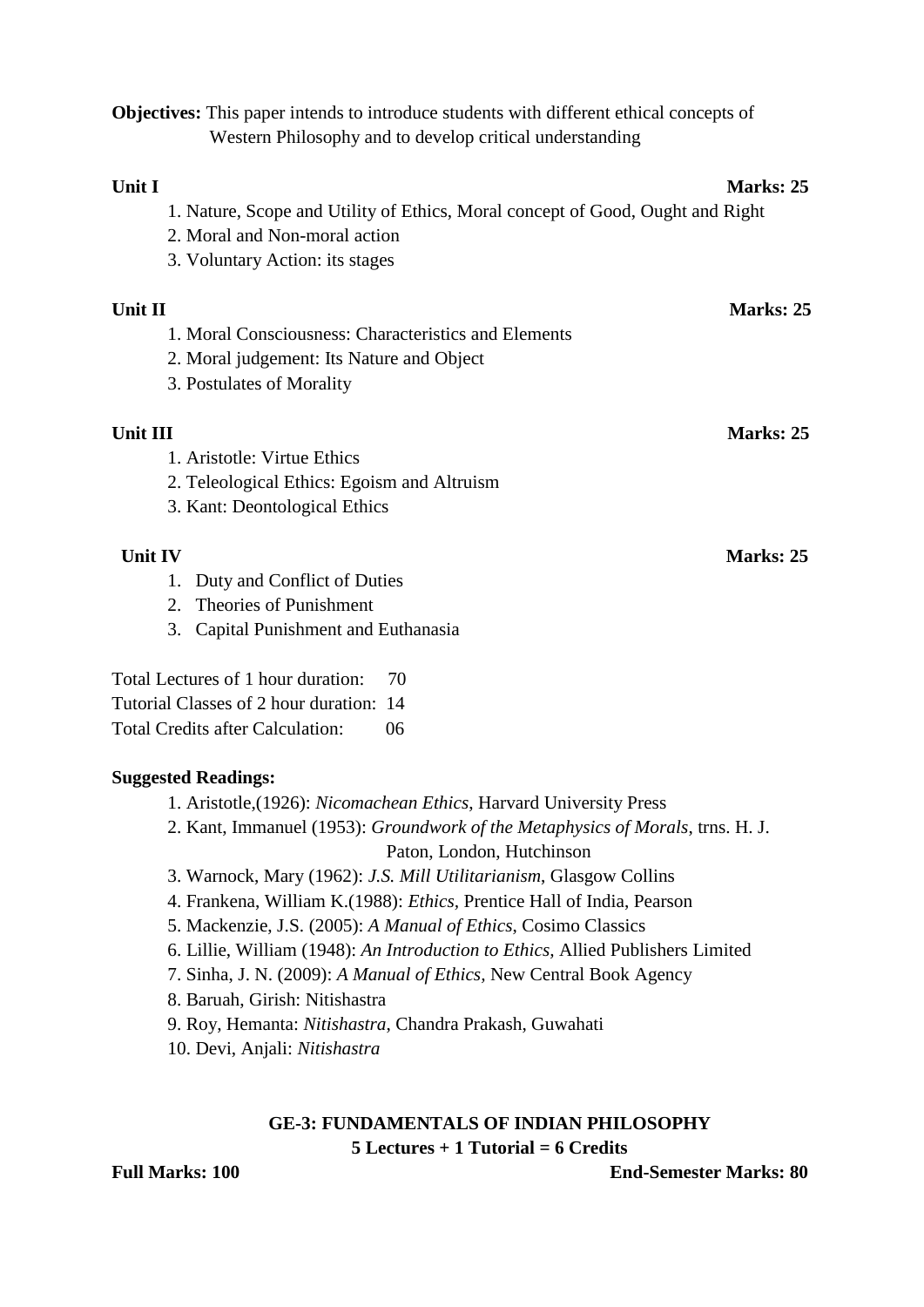**Objectives:** This paper intends to introduce students with different ethical concepts of Western Philosophy and to develop critical understanding

**Unit I** **Marks: 25**

1. Nature, Scope and Utility of Ethics, Moral concept of Good, Ought and Right
2. Moral and Non-moral action
3. Voluntary Action: its stages

**Unit II** **Marks: 25**

1. Moral Consciousness: Characteristics and Elements
2. Moral judgement: Its Nature and Object
3. Postulates of Morality

**Unit III** **Marks: 25**

1. Aristotle: Virtue Ethics
2. Teleological Ethics: Egoism and Altruism
3. Kant: Deontological Ethics

**Unit IV** **Marks: 25**

1. Duty and Conflict of Duties
2. Theories of Punishment
3. Capital Punishment and Euthanasia

Total Lectures of 1 hour duration: 70
Tutorial Classes of 2 hour duration: 14
Total Credits after Calculation: 06

**Suggested Readings:**

1. Aristotle,(1926): *Nicomachean Ethics*, Harvard University Press
2. Kant, Immanuel (1953): *Groundwork of the Metaphysics of Morals*, trns. H. J. Paton, London, Hutchinson
3. Warnock, Mary (1962): *J.S. Mill Utilitarianism*, Glasgow Collins
4. Frankena, William K.(1988): *Ethics*, Prentice Hall of India, Pearson
5. Mackenzie, J.S. (2005): *A Manual of Ethics*, Cosimo Classics
6. Lillie, William (1948): *An Introduction to Ethics,* Allied Publishers Limited
7. Sinha, J. N. (2009): *A Manual of Ethics,* New Central Book Agency
8. Baruah, Girish: Nitishastra
9. Roy, Hemanta: *Nitishastra*, Chandra Prakash, Guwahati
10. Devi, Anjali: *Nitishastra*

## GE-3: FUNDAMENTALS OF INDIAN PHILOSOPHY

**5 Lectures + 1 Tutorial = 6 Credits**

**Full Marks: 100** **End-Semester Marks: 80**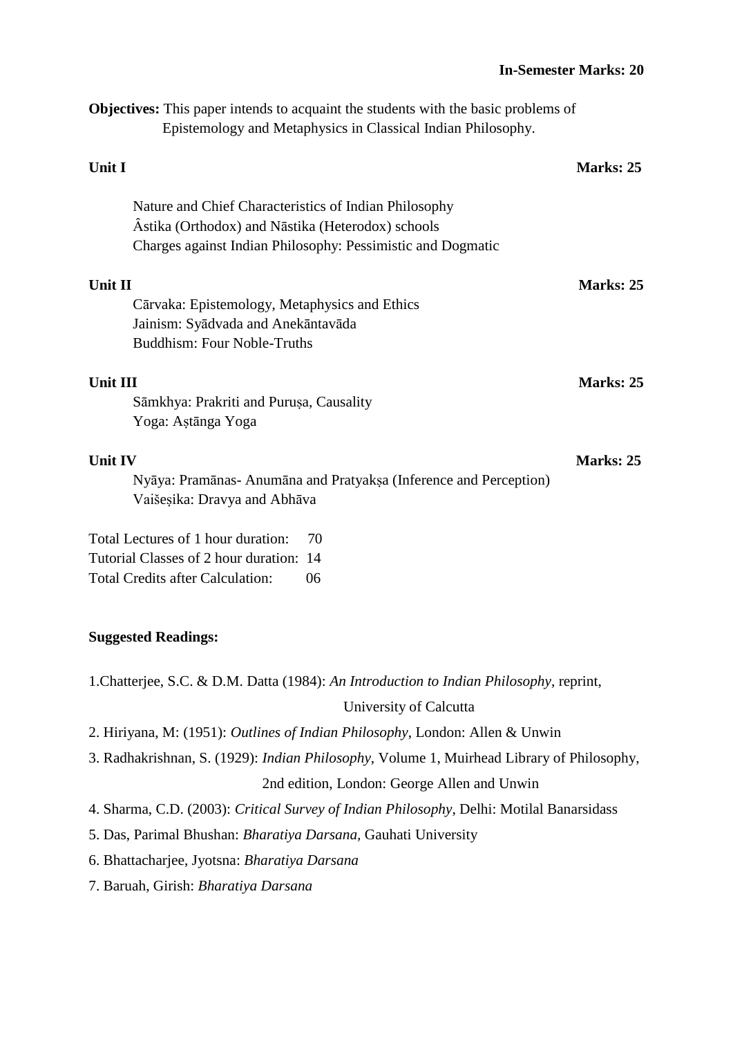**In-Semester Marks: 20**

**Objectives:** This paper intends to acquaint the students with the basic problems of Epistemology and Metaphysics in Classical Indian Philosophy.

**Unit I** **Marks: 25**

Nature and Chief Characteristics of Indian Philosophy
Âstika (Orthodox) and Nāstika (Heterodox) schools
Charges against Indian Philosophy: Pessimistic and Dogmatic

**Unit II** **Marks: 25**

Cārvaka: Epistemology, Metaphysics and Ethics
Jainism: Syādvada and Anekāntavāda
Buddhism: Four Noble-Truths

**Unit III** **Marks: 25**

Sāmkhya: Prakriti and Puruṣa, Causality
Yoga: Aṣtānga Yoga

**Unit IV** **Marks: 25**

Nyāya: Pramānas- Anumāna and Pratyakṣa (Inference and Perception)
Vaišeṣika: Dravya and Abhāva

Total Lectures of 1 hour duration: 70
Tutorial Classes of 2 hour duration: 14
Total Credits after Calculation: 06

**Suggested Readings:**

1. Chatterjee, S.C. & D.M. Datta (1984): *An Introduction to Indian Philosophy*, reprint, University of Calcutta
2. Hiriyana, M: (1951): *Outlines of Indian Philosophy*, London: Allen & Unwin
3. Radhakrishnan, S. (1929): *Indian Philosophy*, Volume 1, Muirhead Library of Philosophy, 2nd edition, London: George Allen and Unwin
4. Sharma, C.D. (2003): *Critical Survey of Indian Philosophy*, Delhi: Motilal Banarsidass
5. Das, Parimal Bhushan: *Bharatiya Darsana*, Gauhati University
6. Bhattacharjee, Jyotsna: *Bharatiya Darsana*
7. Baruah, Girish: *Bharatiya Darsana*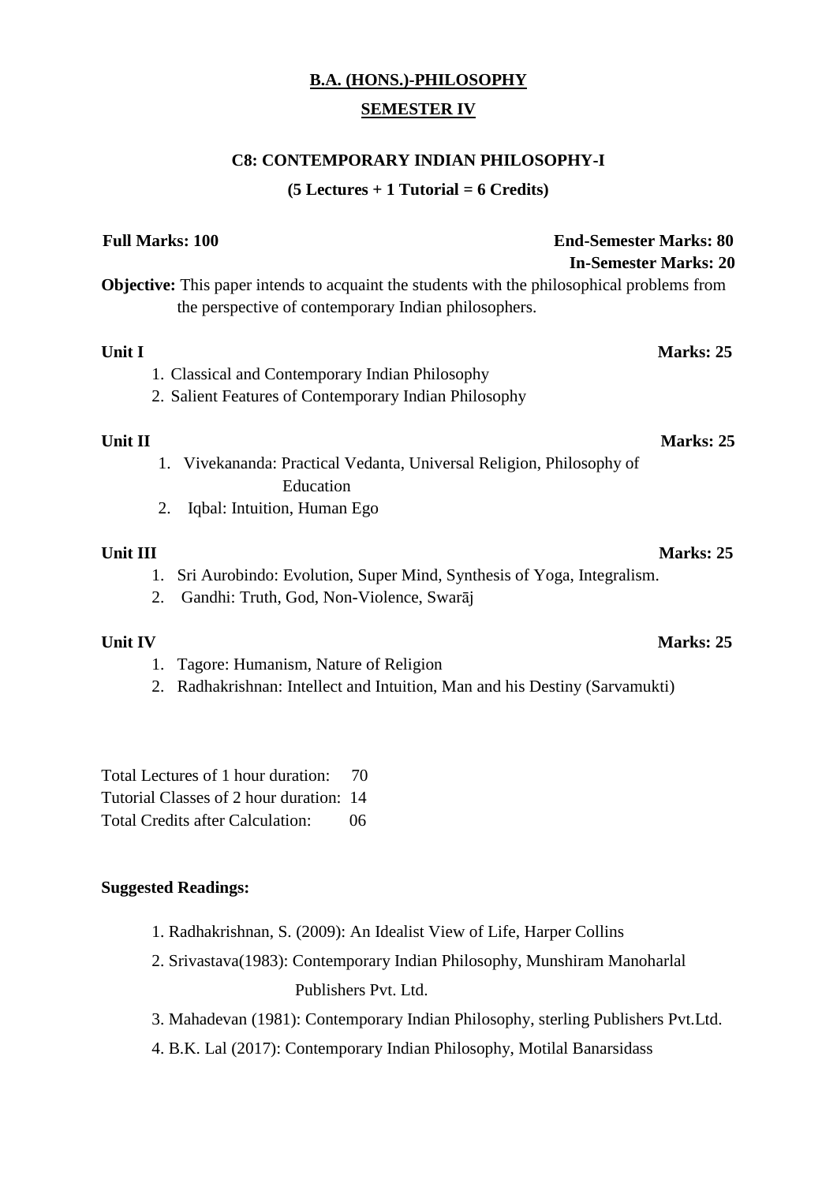## B.A. (HONS.)-PHILOSOPHY

## SEMESTER IV

### C8: CONTEMPORARY INDIAN PHILOSOPHY-I

**(5 Lectures + 1 Tutorial = 6 Credits)**

**Full Marks: 100** | **End-Semester Marks: 80** | **In-Semester Marks: 20**

**Objective:** This paper intends to acquaint the students with the philosophical problems from the perspective of contemporary Indian philosophers.

**Unit I** — **Marks: 25**

1. Classical and Contemporary Indian Philosophy
2. Salient Features of Contemporary Indian Philosophy

**Unit II** — **Marks: 25**

1. Vivekananda: Practical Vedanta, Universal Religion, Philosophy of Education
2. Iqbal: Intuition, Human Ego

**Unit III** — **Marks: 25**

1. Sri Aurobindo: Evolution, Super Mind, Synthesis of Yoga, Integralism.
2. Gandhi: Truth, God, Non-Violence, Swarāj

**Unit IV** — **Marks: 25**

1. Tagore: Humanism, Nature of Religion
2. Radhakrishnan: Intellect and Intuition, Man and his Destiny (Sarvamukti)

Total Lectures of 1 hour duration: 70
Tutorial Classes of 2 hour duration: 14
Total Credits after Calculation: 06

**Suggested Readings:**

1. Radhakrishnan, S. (2009): An Idealist View of Life, Harper Collins
2. Srivastava(1983): Contemporary Indian Philosophy, Munshiram Manoharlal Publishers Pvt. Ltd.
3. Mahadevan (1981): Contemporary Indian Philosophy, sterling Publishers Pvt.Ltd.
4. B.K. Lal (2017): Contemporary Indian Philosophy, Motilal Banarsidass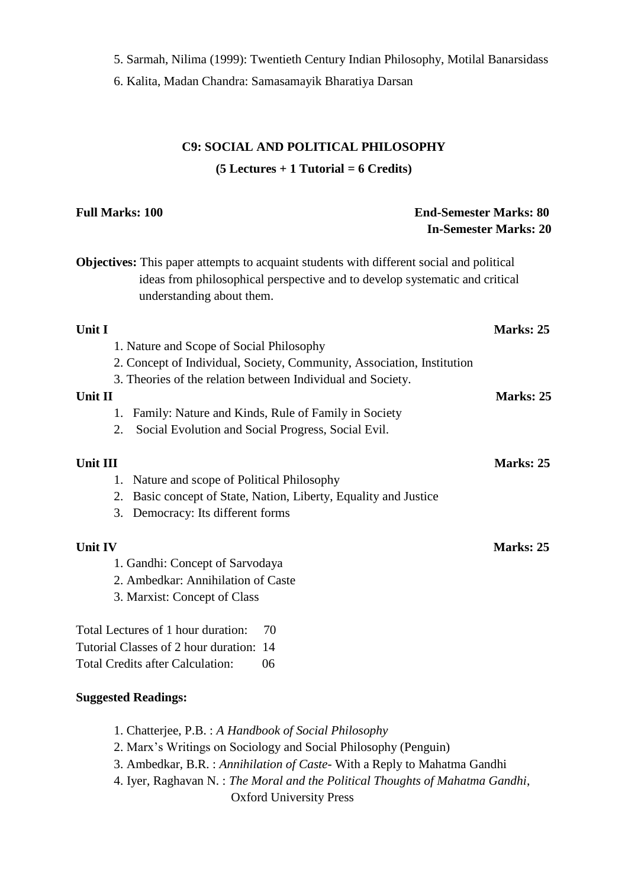5. Sarmah, Nilima (1999): Twentieth Century Indian Philosophy, Motilal Banarsidass
6. Kalita, Madan Chandra: Samasamayik Bharatiya Darsan

## C9: SOCIAL AND POLITICAL PHILOSOPHY

**(5 Lectures + 1 Tutorial = 6 Credits)**

**Full Marks: 100**

**End-Semester Marks: 80**
**In-Semester Marks: 20**

**Objectives:** This paper attempts to acquaint students with different social and political ideas from philosophical perspective and to develop systematic and critical understanding about them.

**Unit I** **Marks: 25**

1. Nature and Scope of Social Philosophy
2. Concept of Individual, Society, Community, Association, Institution
3. Theories of the relation between Individual and Society.

**Unit II** **Marks: 25**

1. Family: Nature and Kinds, Rule of Family in Society
2. Social Evolution and Social Progress, Social Evil.

**Unit III** **Marks: 25**

1. Nature and scope of Political Philosophy
2. Basic concept of State, Nation, Liberty, Equality and Justice
3. Democracy: Its different forms

**Unit IV** **Marks: 25**

1. Gandhi: Concept of Sarvodaya
2. Ambedkar: Annihilation of Caste
3. Marxist: Concept of Class

Total Lectures of 1 hour duration: 70
Tutorial Classes of 2 hour duration: 14
Total Credits after Calculation: 06

**Suggested Readings:**

1. Chatterjee, P.B. : *A Handbook of Social Philosophy*
2. Marx's Writings on Sociology and Social Philosophy (Penguin)
3. Ambedkar, B.R. : *Annihilation of Caste*- With a Reply to Mahatma Gandhi
4. Iyer, Raghavan N. : *The Moral and the Political Thoughts of Mahatma Gandhi*, Oxford University Press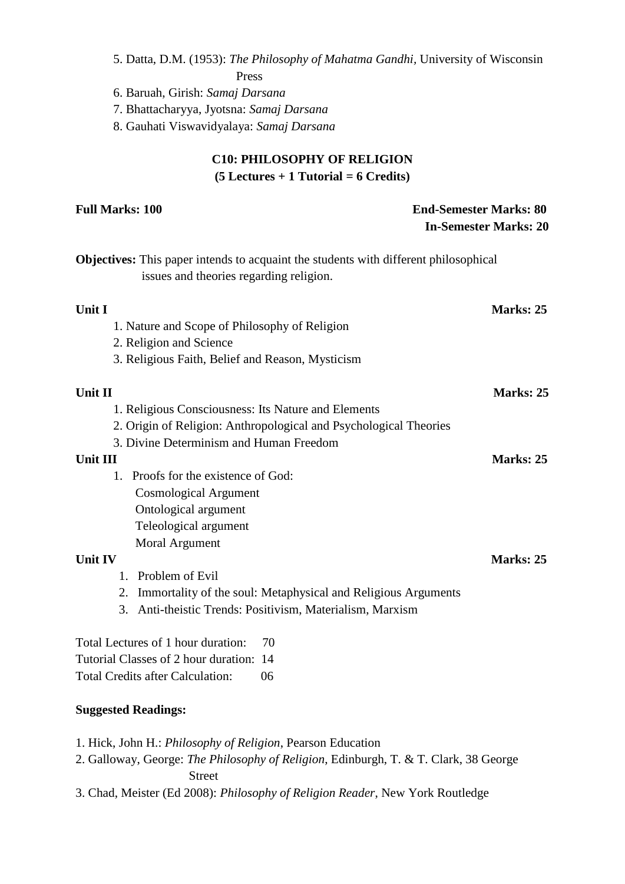5. Datta, D.M. (1953): *The Philosophy of Mahatma Gandhi*, University of Wisconsin Press
6. Baruah, Girish: *Samaj Darsana*
7. Bhattacharyya, Jyotsna: *Samaj Darsana*
8. Gauhati Viswavidyalaya: *Samaj Darsana*

## C10: PHILOSOPHY OF RELIGION
**(5 Lectures + 1 Tutorial = 6 Credits)**

**Full Marks: 100** | **End-Semester Marks: 80** | **In-Semester Marks: 20**

**Objectives:** This paper intends to acquaint the students with different philosophical issues and theories regarding religion.

**Unit I** | **Marks: 25**

1. Nature and Scope of Philosophy of Religion
2. Religion and Science
3. Religious Faith, Belief and Reason, Mysticism

**Unit II** | **Marks: 25**

1. Religious Consciousness: Its Nature and Elements
2. Origin of Religion: Anthropological and Psychological Theories
3. Divine Determinism and Human Freedom

**Unit III** | **Marks: 25**

1. Proofs for the existence of God:
   - Cosmological Argument
   - Ontological argument
   - Teleological argument
   - Moral Argument

**Unit IV** | **Marks: 25**

1. Problem of Evil
2. Immortality of the soul: Metaphysical and Religious Arguments
3. Anti-theistic Trends: Positivism, Materialism, Marxism

Total Lectures of 1 hour duration: 70
Tutorial Classes of 2 hour duration: 14
Total Credits after Calculation: 06

**Suggested Readings:**

1. Hick, John H.: *Philosophy of Religion*, Pearson Education
2. Galloway, George: *The Philosophy of Religion*, Edinburgh, T. & T. Clark, 38 George Street
3. Chad, Meister (Ed 2008): *Philosophy of Religion Reader*, New York Routledge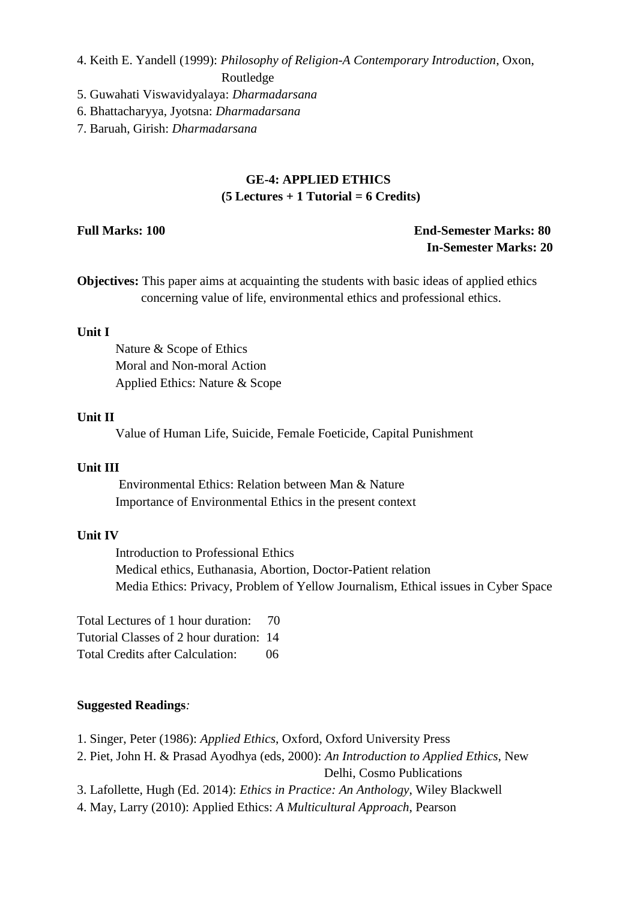4. Keith E. Yandell (1999): *Philosophy of Religion-A Contemporary Introduction*, Oxon, Routledge
5. Guwahati Viswavidyalaya: *Dharmadarsana*
6. Bhattacharyya, Jyotsna: *Dharmadarsana*
7. Baruah, Girish: *Dharmadarsana*

## GE-4: APPLIED ETHICS
**(5 Lectures + 1 Tutorial = 6 Credits)**

**Full Marks: 100**

**End-Semester Marks: 80**
**In-Semester Marks: 20**

**Objectives:** This paper aims at acquainting the students with basic ideas of applied ethics concerning value of life, environmental ethics and professional ethics.

**Unit I**

Nature & Scope of Ethics
Moral and Non-moral Action
Applied Ethics: Nature & Scope

**Unit II**

Value of Human Life, Suicide, Female Foeticide, Capital Punishment

**Unit III**

Environmental Ethics: Relation between Man & Nature
Importance of Environmental Ethics in the present context

**Unit IV**

Introduction to Professional Ethics
Medical ethics, Euthanasia, Abortion, Doctor-Patient relation
Media Ethics: Privacy, Problem of Yellow Journalism, Ethical issues in Cyber Space

Total Lectures of 1 hour duration: 70
Tutorial Classes of 2 hour duration: 14
Total Credits after Calculation: 06

**Suggested Readings**:

1. Singer, Peter (1986): *Applied Ethics*, Oxford, Oxford University Press
2. Piet, John H. & Prasad Ayodhya (eds, 2000): *An Introduction to Applied Ethics*, New Delhi, Cosmo Publications
3. Lafollette, Hugh (Ed. 2014): *Ethics in Practice: An Anthology*, Wiley Blackwell
4. May, Larry (2010): Applied Ethics: *A Multicultural Approach*, Pearson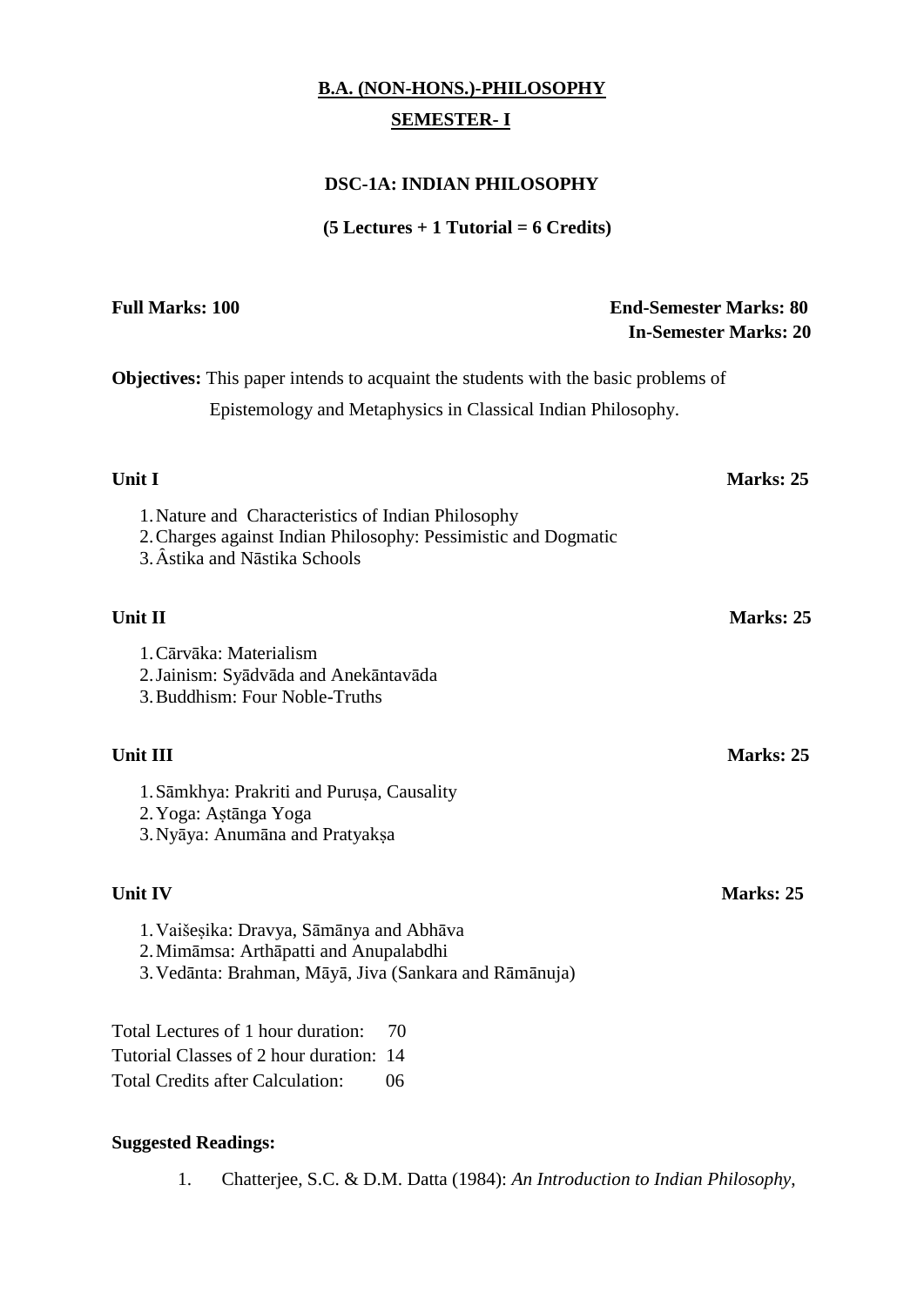**B.A. (NON-HONS.)-PHILOSOPHY**

**SEMESTER- I**

**DSC-1A: INDIAN PHILOSOPHY**

**(5 Lectures + 1 Tutorial = 6 Credits)**

**Full Marks: 100** **End-Semester Marks: 80**
**In-Semester Marks: 20**

**Objectives:** This paper intends to acquaint the students with the basic problems of Epistemology and Metaphysics in Classical Indian Philosophy.

**Unit I** **Marks: 25**

1. Nature and Characteristics of Indian Philosophy
2. Charges against Indian Philosophy: Pessimistic and Dogmatic
3. Âstika and Nāstika Schools

**Unit II** **Marks: 25**

1. Cārvāka: Materialism
2. Jainism: Syādvāda and Anekāntavāda
3. Buddhism: Four Noble-Truths

**Unit III** **Marks: 25**

1. Sāmkhya: Prakriti and Puruṣa, Causality
2. Yoga: Aṣtānga Yoga
3. Nyāya: Anumāna and Pratyakṣa

**Unit IV** **Marks: 25**

1. Vaišeṣika: Dravya, Sāmānya and Abhāva
2. Mimāmsa: Arthāpatti and Anupalabdhi
3. Vedānta: Brahman, Māyā, Jiva (Sankara and Rāmānuja)

Total Lectures of 1 hour duration: 70
Tutorial Classes of 2 hour duration: 14
Total Credits after Calculation: 06

**Suggested Readings:**

1. Chatterjee, S.C. & D.M. Datta (1984): *An Introduction to Indian Philosophy*,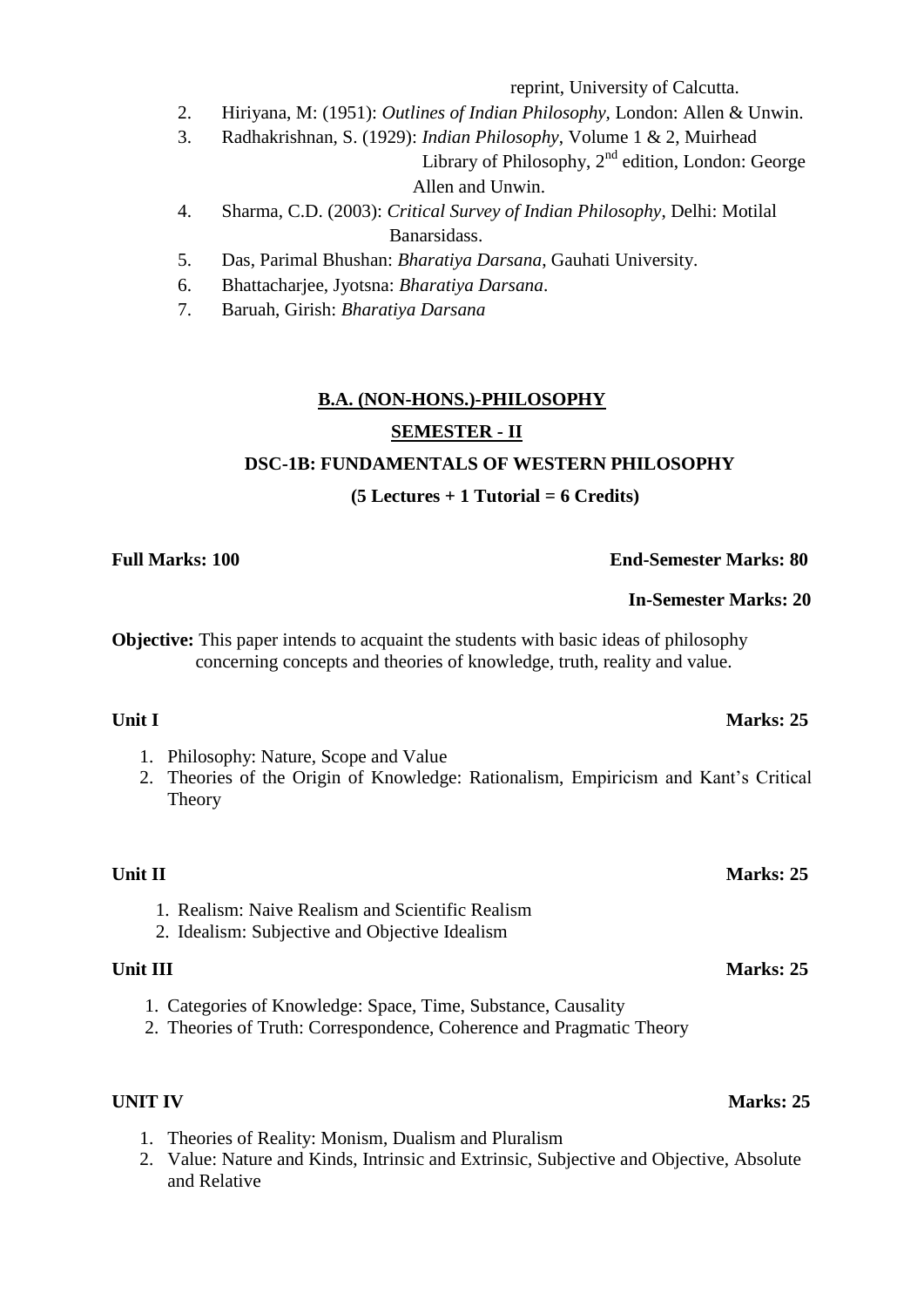reprint, University of Calcutta.

2. Hiriyana, M: (1951): *Outlines of Indian Philosophy*, London: Allen & Unwin.
3. Radhakrishnan, S. (1929): *Indian Philosophy*, Volume 1 & 2, Muirhead Library of Philosophy, 2nd edition, London: George Allen and Unwin.
4. Sharma, C.D. (2003): *Critical Survey of Indian Philosophy*, Delhi: Motilal Banarsidass.
5. Das, Parimal Bhushan: *Bharatiya Darsana*, Gauhati University.
6. Bhattacharjee, Jyotsna: *Bharatiya Darsana*.
7. Baruah, Girish: *Bharatiya Darsana*

## B.A. (NON-HONS.)-PHILOSOPHY

### SEMESTER - II

### DSC-1B: FUNDAMENTALS OF WESTERN PHILOSOPHY

**(5 Lectures + 1 Tutorial = 6 Credits)**

**Full Marks: 100** **End-Semester Marks: 80**

**In-Semester Marks: 20**

**Objective:** This paper intends to acquaint the students with basic ideas of philosophy concerning concepts and theories of knowledge, truth, reality and value.

**Unit I** **Marks: 25**

1. Philosophy: Nature, Scope and Value
2. Theories of the Origin of Knowledge: Rationalism, Empiricism and Kant's Critical Theory

**Unit II** **Marks: 25**

1. Realism: Naive Realism and Scientific Realism
2. Idealism: Subjective and Objective Idealism

**Unit III** **Marks: 25**

1. Categories of Knowledge: Space, Time, Substance, Causality
2. Theories of Truth: Correspondence, Coherence and Pragmatic Theory

**UNIT IV** **Marks: 25**

1. Theories of Reality: Monism, Dualism and Pluralism
2. Value: Nature and Kinds, Intrinsic and Extrinsic, Subjective and Objective, Absolute and Relative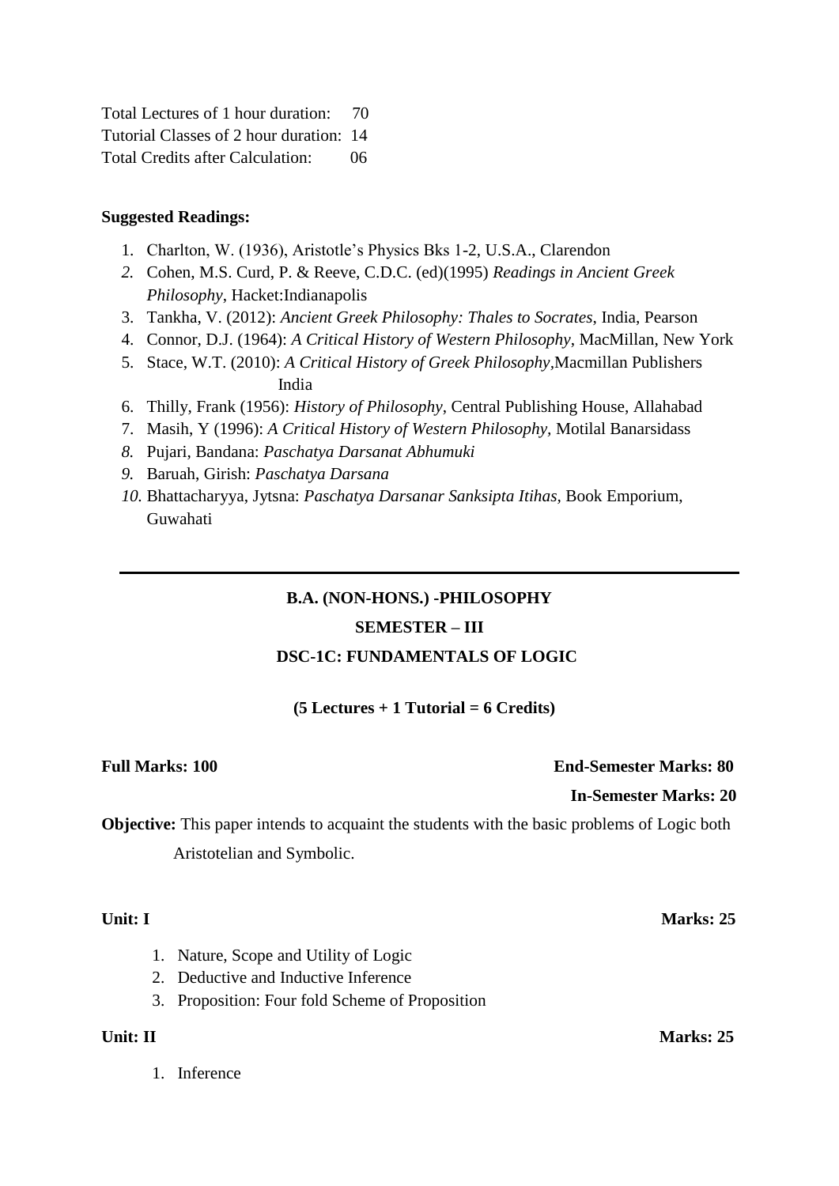Total Lectures of 1 hour duration: 70
Tutorial Classes of 2 hour duration: 14
Total Credits after Calculation: 06

**Suggested Readings:**

1. Charlton, W. (1936), Aristotle's Physics Bks 1-2, U.S.A., Clarendon
2. Cohen, M.S. Curd, P. & Reeve, C.D.C. (ed)(1995) *Readings in Ancient Greek Philosophy*, Hacket:Indianapolis
3. Tankha, V. (2012): *Ancient Greek Philosophy: Thales to Socrates*, India, Pearson
4. Connor, D.J. (1964): *A Critical History of Western Philosophy*, MacMillan, New York
5. Stace, W.T. (2010): *A Critical History of Greek Philosophy*,Macmillan Publishers India
6. Thilly, Frank (1956): *History of Philosophy*, Central Publishing House, Allahabad
7. Masih, Y (1996): *A Critical History of Western Philosophy*, Motilal Banarsidass
8. Pujari, Bandana: *Paschatya Darsanat Abhumuki*
9. Baruah, Girish: *Paschatya Darsana*
10. Bhattacharyya, Jytsna: *Paschatya Darsanar Sanksipta Itihas*, Book Emporium, Guwahati

---

## B.A. (NON-HONS.) -PHILOSOPHY

## SEMESTER – III

## DSC-1C: FUNDAMENTALS OF LOGIC

**(5 Lectures + 1 Tutorial = 6 Credits)**

**Full Marks: 100** **End-Semester Marks: 80**

**In-Semester Marks: 20**

**Objective:** This paper intends to acquaint the students with the basic problems of Logic both Aristotelian and Symbolic.

**Unit: I** **Marks: 25**

1. Nature, Scope and Utility of Logic
2. Deductive and Inductive Inference
3. Proposition: Four fold Scheme of Proposition

**Unit: II** **Marks: 25**

1. Inference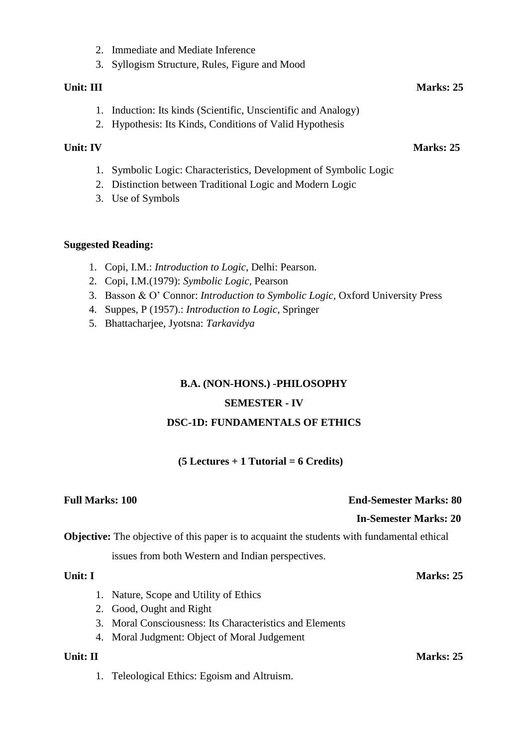2. Immediate and Mediate Inference
3. Syllogism Structure, Rules, Figure and Mood

**Unit: III** **Marks: 25**

1. Induction: Its kinds (Scientific, Unscientific and Analogy)
2. Hypothesis: Its Kinds, Conditions of Valid Hypothesis

**Unit: IV** **Marks: 25**

1. Symbolic Logic: Characteristics, Development of Symbolic Logic
2. Distinction between Traditional Logic and Modern Logic
3. Use of Symbols

**Suggested Reading:**

1. Copi, I.M.: *Introduction to Logic*, Delhi: Pearson.
2. Copi, I.M.(1979): *Symbolic Logic*, Pearson
3. Basson & O' Connor: *Introduction to Symbolic Logic*, Oxford University Press
4. Suppes, P (1957).: *Introduction to Logic*, Springer
5. Bhattacharjee, Jyotsna: *Tarkavidya*

## B.A. (NON-HONS.) -PHILOSOPHY

## SEMESTER - IV

## DSC-1D: FUNDAMENTALS OF ETHICS

**(5 Lectures + 1 Tutorial = 6 Credits)**

**Full Marks: 100** **End-Semester Marks: 80**

**In-Semester Marks: 20**

**Objective:** The objective of this paper is to acquaint the students with fundamental ethical issues from both Western and Indian perspectives.

**Unit: I** **Marks: 25**

1. Nature, Scope and Utility of Ethics
2. Good, Ought and Right
3. Moral Consciousness: Its Characteristics and Elements
4. Moral Judgment: Object of Moral Judgement

**Unit: II** **Marks: 25**

1. Teleological Ethics: Egoism and Altruism.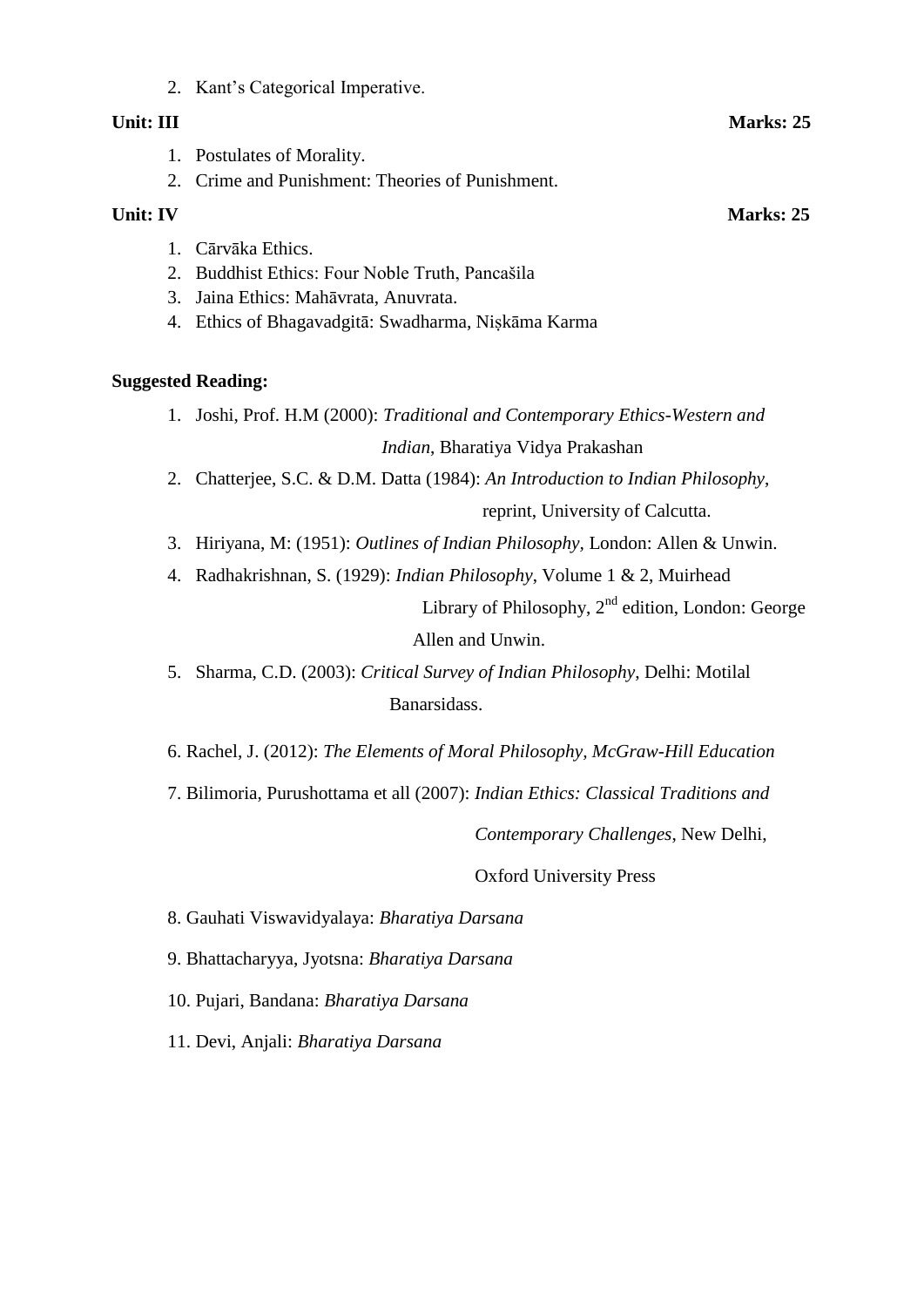2. Kant's Categorical Imperative.

**Unit: III** **Marks: 25**

1. Postulates of Morality.
2. Crime and Punishment: Theories of Punishment.

**Unit: IV** **Marks: 25**

1. Cārvāka Ethics.
2. Buddhist Ethics: Four Noble Truth, Pancašila
3. Jaina Ethics: Mahāvrata, Anuvrata.
4. Ethics of Bhagavadgitā: Swadharma, Niṣkāma Karma

**Suggested Reading:**

1. Joshi, Prof. H.M (2000): *Traditional and Contemporary Ethics-Western and Indian*, Bharatiya Vidya Prakashan
2. Chatterjee, S.C. & D.M. Datta (1984): *An Introduction to Indian Philosophy*, reprint, University of Calcutta.
3. Hiriyana, M: (1951): *Outlines of Indian Philosophy*, London: Allen & Unwin.
4. Radhakrishnan, S. (1929): *Indian Philosophy*, Volume 1 & 2, Muirhead Library of Philosophy, 2nd edition, London: George Allen and Unwin.
5. Sharma, C.D. (2003): *Critical Survey of Indian Philosophy*, Delhi: Motilal Banarsidass.
6. Rachel, J. (2012): *The Elements of Moral Philosophy, McGraw-Hill Education*
7. Bilimoria, Purushottama et all (2007): *Indian Ethics: Classical Traditions and Contemporary Challenges*, New Delhi, Oxford University Press
8. Gauhati Viswavidyalaya: *Bharatiya Darsana*
9. Bhattacharyya, Jyotsna: *Bharatiya Darsana*
10. Pujari, Bandana: *Bharatiya Darsana*
11. Devi, Anjali: *Bharatiya Darsana*